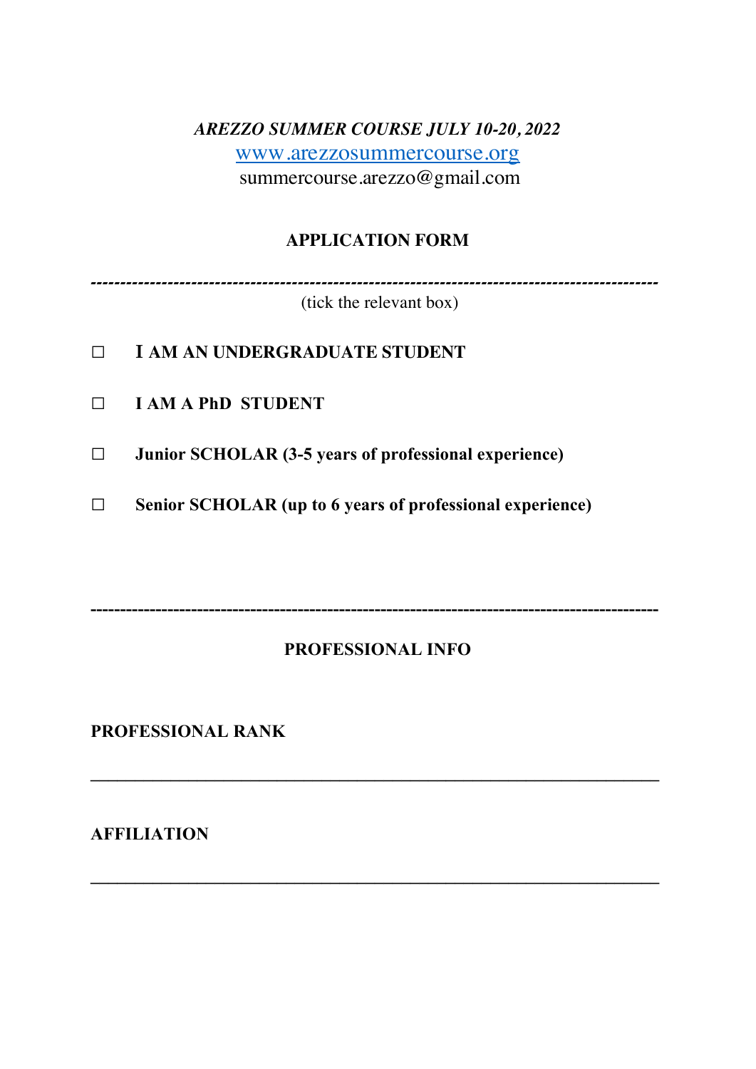*AREZZO SUMMER COURSE JULY 10-20, 2022*

[www.arezzosummercourse.org](http://www.arezzosummercourse.org)

summercourse.arezzo@gmail.com

**APPLICATION FORM**

---

(tick the relevant box)

☐ **I AM AN UNDERGRADUATE STUDENT**

☐ **I AM A PhD STUDENT**

☐ **Junior SCHOLAR (3-5 years of professional experience)**

☐ **Senior SCHOLAR (up to 6 years of professional experience)**

---

**PROFESSIONAL INFO**

**PROFESSIONAL RANK**

___________________________________________________________________

**AFFILIATION**

___________________________________________________________________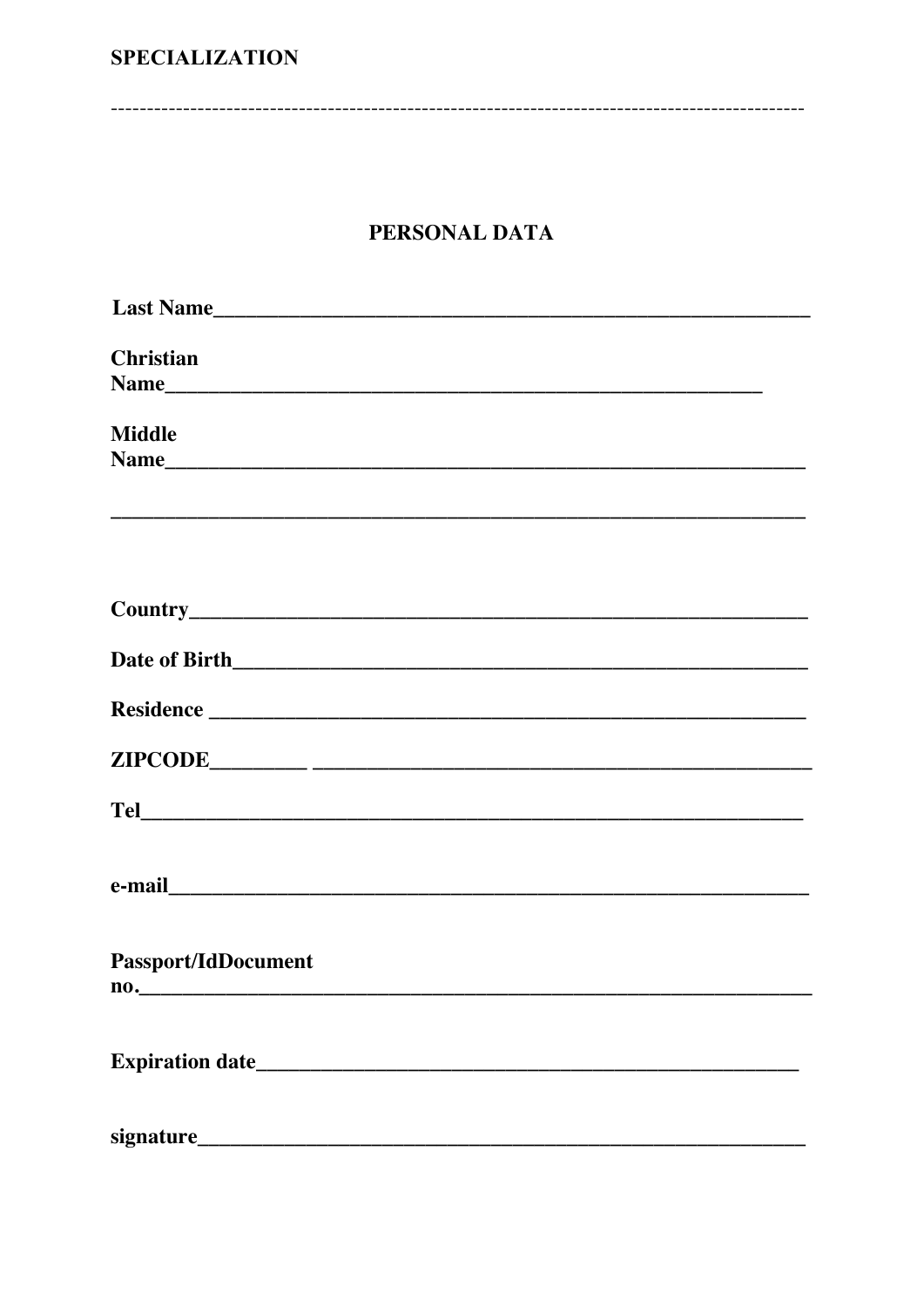**SPECIALIZATION**

---------------------------------------------------------------------------------------------------

## PERSONAL DATA

**Last Name**___________________________________________________________

**Christian Name**_______________________________________________________

**Middle Name**__________________________________________________________

________________________________________________________________________

**Country**______________________________________________________________

**Date of Birth**_________________________________________________________

**Residence** ____________________________________________________________

**ZIPCODE**_________ ____________________________________________________

**Tel**__________________________________________________________________

**e-mail**________________________________________________________________

**Passport/IdDocument no.**_________________________________________________

**Expiration date**_______________________________________________________

**signature**______________________________________________________________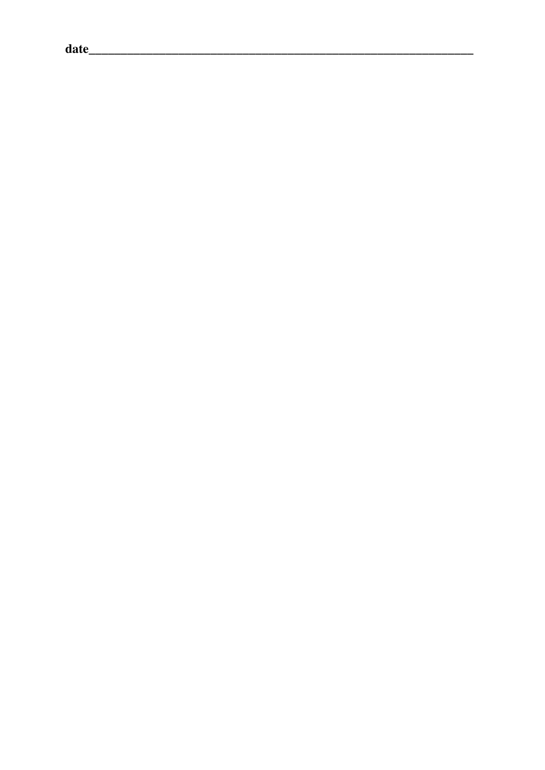**date**\_\_\_\_\_\_\_\_\_\_\_\_\_\_\_\_\_\_\_\_\_\_\_\_\_\_\_\_\_\_\_\_\_\_\_\_\_\_\_\_\_\_\_\_\_\_\_\_\_\_\_\_\_\_\_\_\_\_\_\_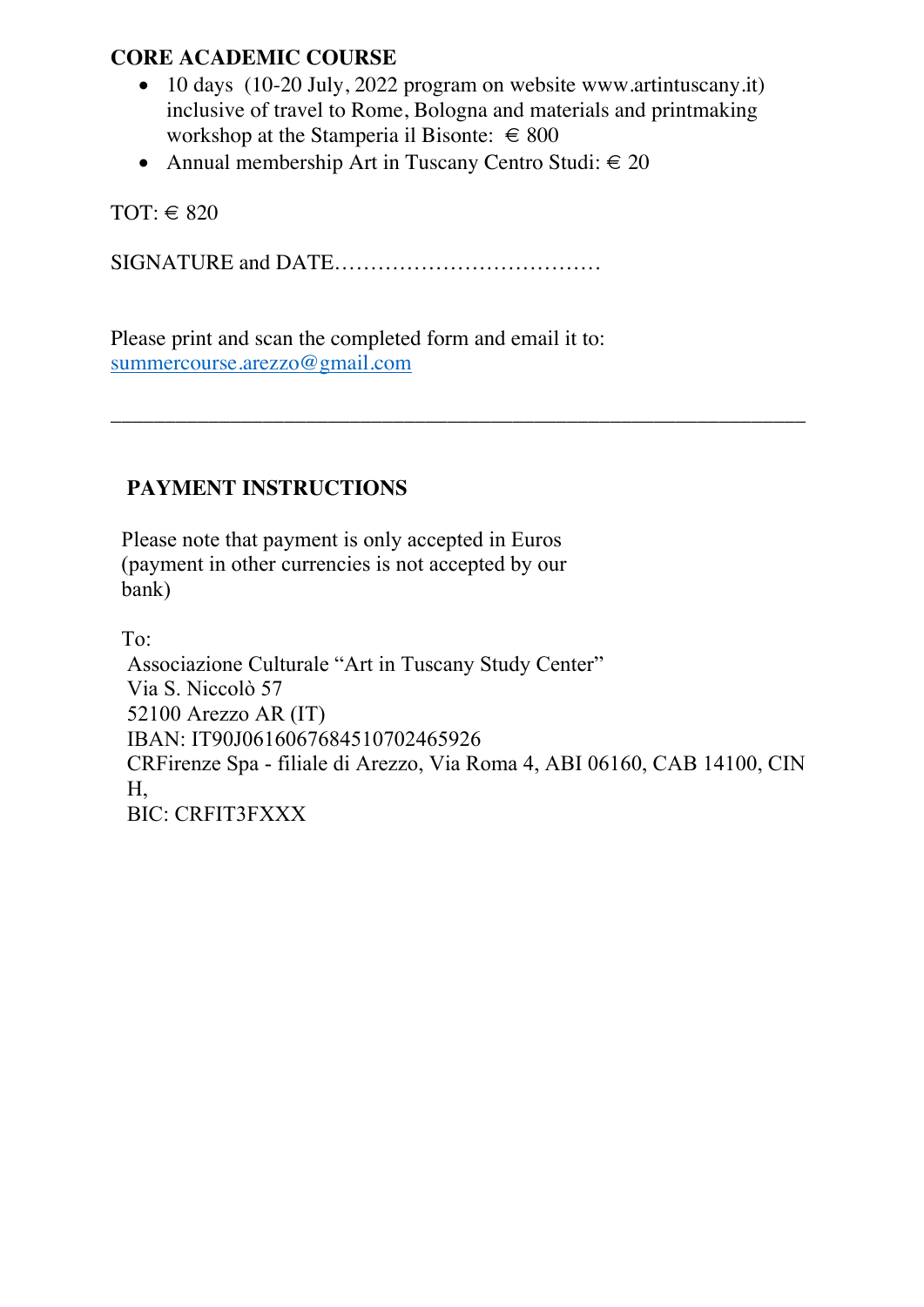**CORE ACADEMIC COURSE**

- 10 days (10-20 July, 2022 program on website www.artintuscany.it) inclusive of travel to Rome, Bologna and materials and printmaking workshop at the Stamperia il Bisonte: € 800
- Annual membership Art in Tuscany Centro Studi: € 20

TOT: € 820

SIGNATURE and DATE………………………………

Please print and scan the completed form and email it to: summercourse.arezzo@gmail.com

---

**PAYMENT INSTRUCTIONS**

Please note that payment is only accepted in Euros (payment in other currencies is not accepted by our bank)

To:
Associazione Culturale "Art in Tuscany Study Center"
Via S. Niccolò 57
52100 Arezzo AR (IT)
IBAN: IT90J0616067684510702465926
CRFirenze Spa - filiale di Arezzo, Via Roma 4, ABI 06160, CAB 14100, CIN H,
BIC: CRFIT3FXXX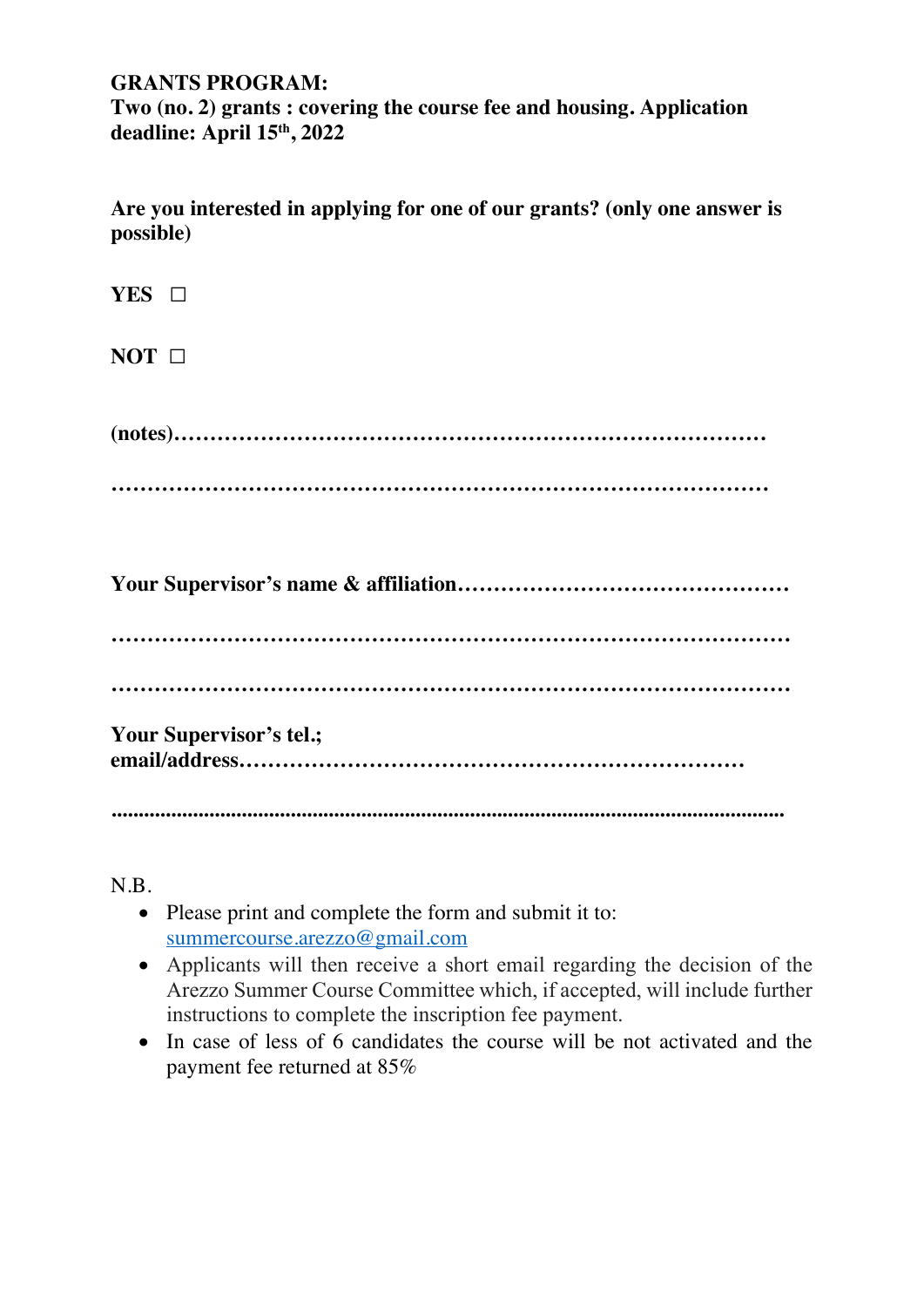**GRANTS PROGRAM:**
**Two (no. 2) grants : covering the course fee and housing. Application deadline: April 15th, 2022**

**Are you interested in applying for one of our grants? (only one answer is possible)**

**YES** ☐

**NOT** ☐

**(notes)……………………………………………………………………………**

**……………………………………………………………………………………**

**Your Supervisor's name & affiliation………………………………………**

**……………………………………………………………………………………**

**……………………………………………………………………………………**

**Your Supervisor's tel.; email/address……………………………………………………………**

**……………………………………………………………………………………**

N.B.

- Please print and complete the form and submit it to: summercourse.arezzo@gmail.com
- Applicants will then receive a short email regarding the decision of the Arezzo Summer Course Committee which, if accepted, will include further instructions to complete the inscription fee payment.
- In case of less of 6 candidates the course will be not activated and the payment fee returned at 85%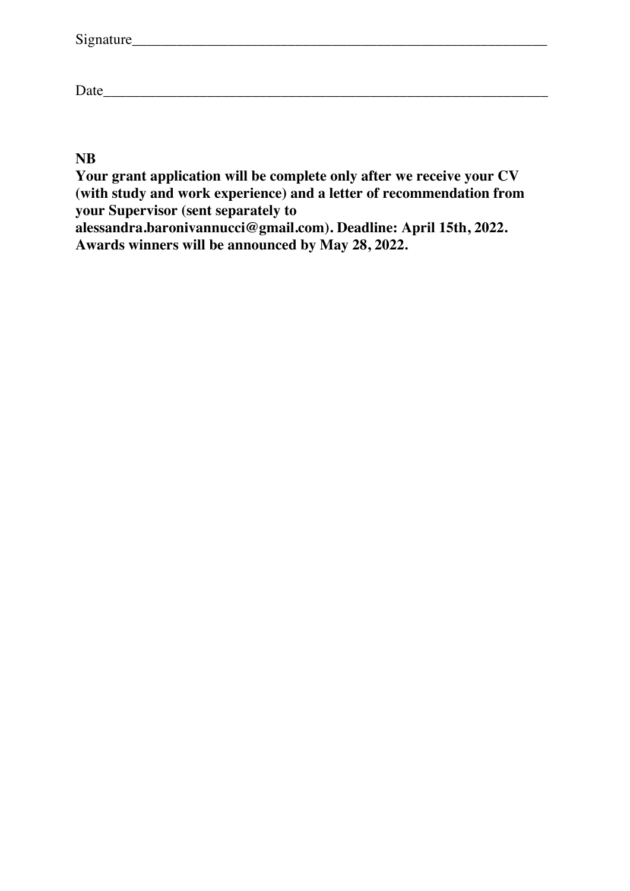Signature_______________________________________________________

Date___________________________________________________________

**NB**
**Your grant application will be complete only after we receive your CV (with study and work experience) and a letter of recommendation from your Supervisor (sent separately to alessandra.baronivannucci@gmail.com). Deadline: April 15th, 2022. Awards winners will be announced by May 28, 2022.**